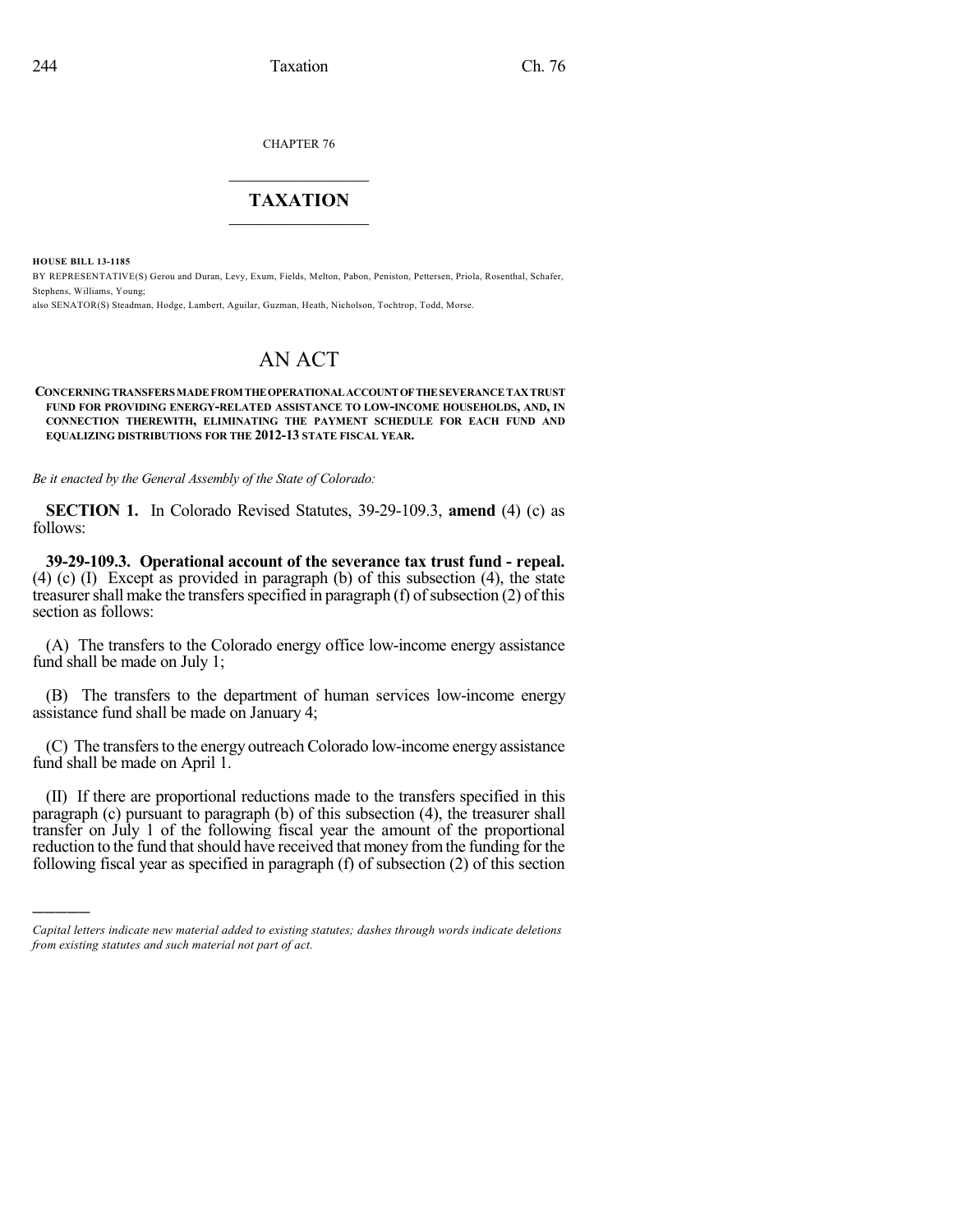CHAPTER 76

# TAXATION

**HOUSE BILL 13-1185**

BY REPRESENTATIVE(S) Gerou and Duran, Levy, Exum, Fields, Melton, Pabon, Peniston, Pettersen, Priola, Rosenthal, Schafer, Stephens, Williams, Young;
also SENATOR(S) Steadman, Hodge, Lambert, Aguilar, Guzman, Heath, Nicholson, Tochtrop, Todd, Morse.

# AN ACT

**CONCERNING TRANSFERS MADE FROM THE OPERATIONAL ACCOUNT OF THE SEVERANCE TAX TRUST FUND FOR PROVIDING ENERGY-RELATED ASSISTANCE TO LOW-INCOME HOUSEHOLDS, AND, IN CONNECTION THEREWITH, ELIMINATING THE PAYMENT SCHEDULE FOR EACH FUND AND EQUALIZING DISTRIBUTIONS FOR THE 2012-13 STATE FISCAL YEAR.**

*Be it enacted by the General Assembly of the State of Colorado:*

**SECTION 1.** In Colorado Revised Statutes, 39-29-109.3, **amend** (4) (c) as follows:

**39-29-109.3. Operational account of the severance tax trust fund - repeal.** (4) (c) (I) Except as provided in paragraph (b) of this subsection (4), the state treasurer shall make the transfers specified in paragraph (f) of subsection (2) of this section as follows:

(A) The transfers to the Colorado energy office low-income energy assistance fund shall be made on July 1;

(B) The transfers to the department of human services low-income energy assistance fund shall be made on January 4;

(C) The transfers to the energy outreach Colorado low-income energy assistance fund shall be made on April 1.

(II) If there are proportional reductions made to the transfers specified in this paragraph (c) pursuant to paragraph (b) of this subsection (4), the treasurer shall transfer on July 1 of the following fiscal year the amount of the proportional reduction to the fund that should have received that money from the funding for the following fiscal year as specified in paragraph (f) of subsection (2) of this section

---

*Capital letters indicate new material added to existing statutes; dashes through words indicate deletions from existing statutes and such material not part of act.*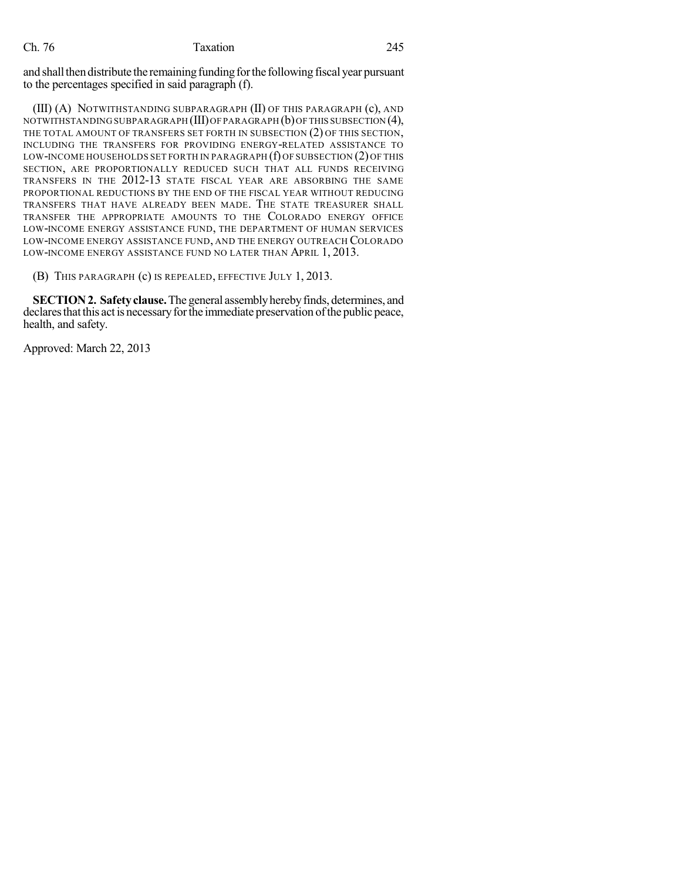and shall then distribute the remaining funding for the following fiscal year pursuant to the percentages specified in said paragraph (f).

(III) (A) NOTWITHSTANDING SUBPARAGRAPH (II) OF THIS PARAGRAPH (c), AND NOTWITHSTANDING SUBPARAGRAPH (III) OF PARAGRAPH (b) OF THIS SUBSECTION (4), THE TOTAL AMOUNT OF TRANSFERS SET FORTH IN SUBSECTION (2) OF THIS SECTION, INCLUDING THE TRANSFERS FOR PROVIDING ENERGY-RELATED ASSISTANCE TO LOW-INCOME HOUSEHOLDS SET FORTH IN PARAGRAPH (f) OF SUBSECTION (2) OF THIS SECTION, ARE PROPORTIONALLY REDUCED SUCH THAT ALL FUNDS RECEIVING TRANSFERS IN THE 2012-13 STATE FISCAL YEAR ARE ABSORBING THE SAME PROPORTIONAL REDUCTIONS BY THE END OF THE FISCAL YEAR WITHOUT REDUCING TRANSFERS THAT HAVE ALREADY BEEN MADE. THE STATE TREASURER SHALL TRANSFER THE APPROPRIATE AMOUNTS TO THE COLORADO ENERGY OFFICE LOW-INCOME ENERGY ASSISTANCE FUND, THE DEPARTMENT OF HUMAN SERVICES LOW-INCOME ENERGY ASSISTANCE FUND, AND THE ENERGY OUTREACH COLORADO LOW-INCOME ENERGY ASSISTANCE FUND NO LATER THAN APRIL 1, 2013.

(B) THIS PARAGRAPH (c) IS REPEALED, EFFECTIVE JULY 1, 2013.

**SECTION 2. Safety clause.** The general assembly hereby finds, determines, and declares that this act is necessary for the immediate preservation of the public peace, health, and safety.

Approved: March 22, 2013